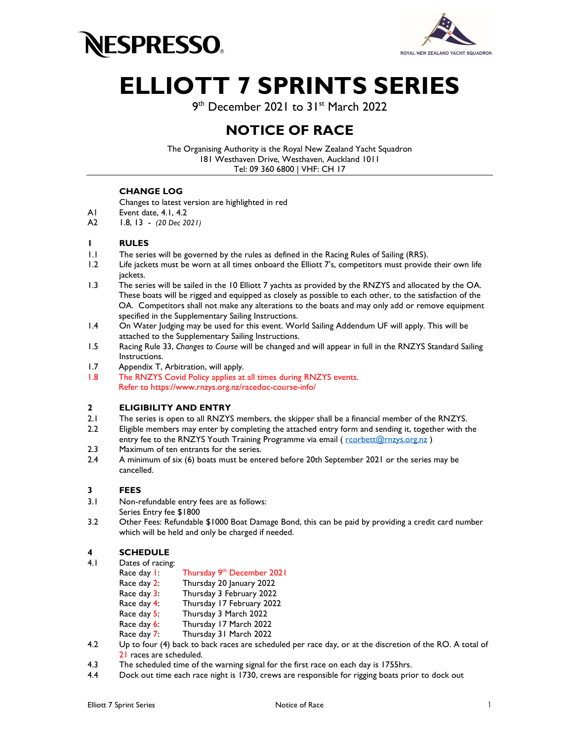NESPRESSO

ROYAL NEW ZEALAND YACHT SQUADRON

# ELLIOTT 7 SPRINTS SERIES

9th December 2021 to 31st March 2022

## NOTICE OF RACE

The Organising Authority is the Royal New Zealand Yacht Squadron
181 Westhaven Drive, Westhaven, Auckland 1011
Tel: 09 360 6800 | VHF: CH 17

### CHANGE LOG

Changes to latest version are highlighted in red

A1 Event date, 4.1, 4.2
A2 1.8, 13 - *(20 Dec 2021)*

### 1 RULES

1.1 The series will be governed by the rules as defined in the Racing Rules of Sailing (RRS).

1.2 Life jackets must be worn at all times onboard the Elliott 7's, competitors must provide their own life jackets.

1.3 The series will be sailed in the 10 Elliott 7 yachts as provided by the RNZYS and allocated by the OA. These boats will be rigged and equipped as closely as possible to each other, to the satisfaction of the OA. Competitors shall not make any alterations to the boats and may only add or remove equipment specified in the Supplementary Sailing Instructions.

1.4 On Water Judging may be used for this event. World Sailing Addendum UF will apply. This will be attached to the Supplementary Sailing Instructions.

1.5 Racing Rule 33, *Changes to Course* will be changed and will appear in full in the RNZYS Standard Sailing Instructions.

1.7 Appendix T, Arbitration, will apply.

1.8 The RNZYS Covid Policy applies at all times during RNZYS events. Refer to https://www.rnzys.org.nz/racedoc-course-info/

### 2 ELIGIBILITY AND ENTRY

2.1 The series is open to all RNZYS members, the skipper shall be a financial member of the RNZYS.

2.2 Eligible members may enter by completing the attached entry form and sending it, together with the entry fee to the RNZYS Youth Training Programme via email ( rcorbett@rnzys.org.nz )

2.3 Maximum of ten entrants for the series.

2.4 A minimum of six (6) boats must be entered before 20th September 2021 or the series may be cancelled.

### 3 FEES

3.1 Non-refundable entry fees are as follows:
Series Entry fee $1800

3.2 Other Fees: Refundable $1000 Boat Damage Bond, this can be paid by providing a credit card number which will be held and only be charged if needed.

### 4 SCHEDULE

4.1 Dates of racing:

| | |
|---|---|
| Race day 1: | Thursday 9th December 2021 |
| Race day 2: | Thursday 20 January 2022 |
| Race day 3: | Thursday 3 February 2022 |
| Race day 4: | Thursday 17 February 2022 |
| Race day 5: | Thursday 3 March 2022 |
| Race day 6: | Thursday 17 March 2022 |
| Race day 7: | Thursday 31 March 2022 |

4.2 Up to four (4) back to back races are scheduled per race day, or at the discretion of the RO. A total of 21 races are scheduled.

4.3 The scheduled time of the warning signal for the first race on each day is 1755hrs.

4.4 Dock out time each race night is 1730, crews are responsible for rigging boats prior to dock out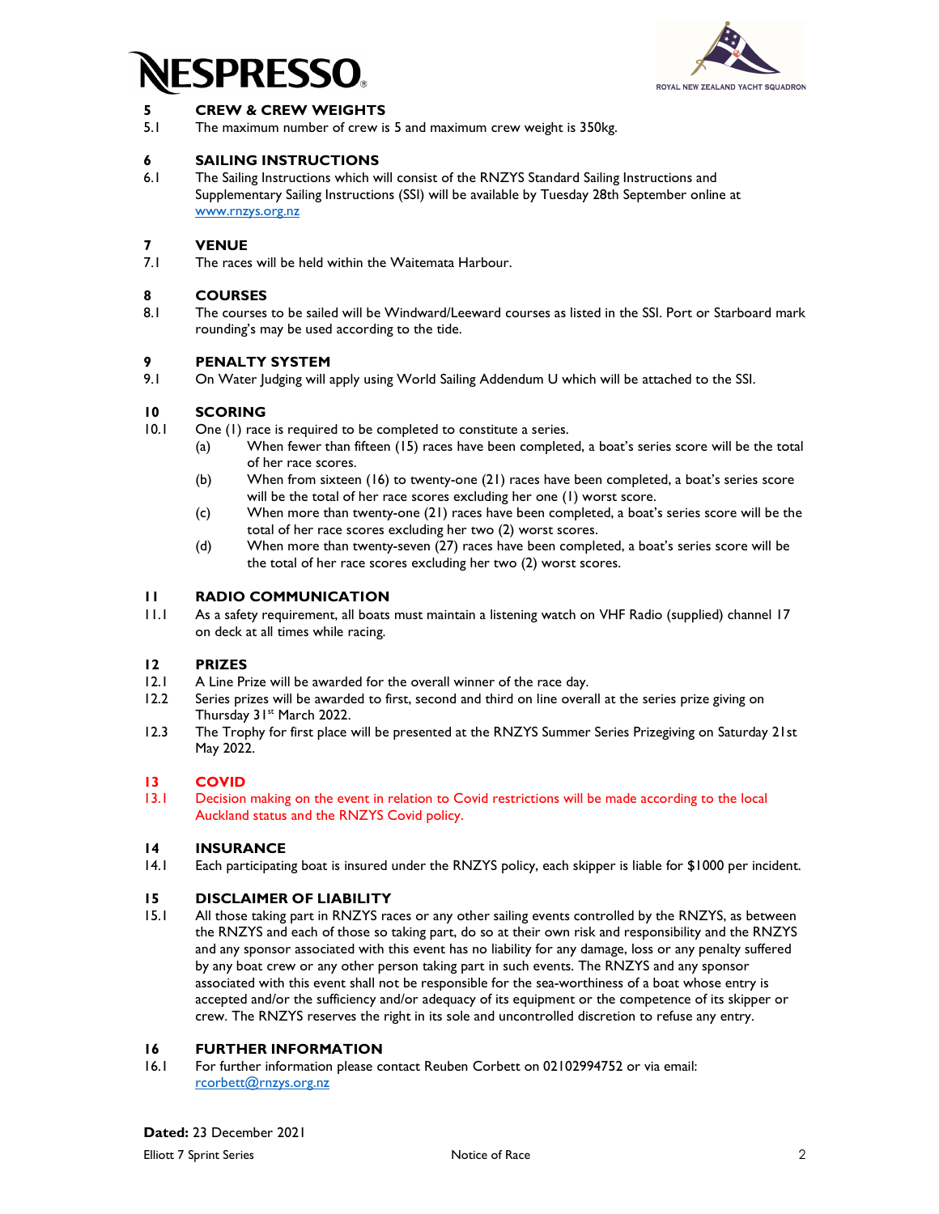## 5 CREW & CREW WEIGHTS

5.1 The maximum number of crew is 5 and maximum crew weight is 350kg.

## 6 SAILING INSTRUCTIONS

6.1 The Sailing Instructions which will consist of the RNZYS Standard Sailing Instructions and Supplementary Sailing Instructions (SSI) will be available by Tuesday 28th September online at www.rnzys.org.nz

## 7 VENUE

7.1 The races will be held within the Waitemata Harbour.

## 8 COURSES

8.1 The courses to be sailed will be Windward/Leeward courses as listed in the SSI. Port or Starboard mark rounding's may be used according to the tide.

## 9 PENALTY SYSTEM

9.1 On Water Judging will apply using World Sailing Addendum U which will be attached to the SSI.

## 10 SCORING

10.1 One (1) race is required to be completed to constitute a series.

- (a) When fewer than fifteen (15) races have been completed, a boat's series score will be the total of her race scores.
- (b) When from sixteen (16) to twenty-one (21) races have been completed, a boat's series score will be the total of her race scores excluding her one (1) worst score.
- (c) When more than twenty-one (21) races have been completed, a boat's series score will be the total of her race scores excluding her two (2) worst scores.
- (d) When more than twenty-seven (27) races have been completed, a boat's series score will be the total of her race scores excluding her two (2) worst scores.

## 11 RADIO COMMUNICATION

11.1 As a safety requirement, all boats must maintain a listening watch on VHF Radio (supplied) channel 17 on deck at all times while racing.

## 12 PRIZES

12.1 A Line Prize will be awarded for the overall winner of the race day.

12.2 Series prizes will be awarded to first, second and third on line overall at the series prize giving on Thursday 31st March 2022.

12.3 The Trophy for first place will be presented at the RNZYS Summer Series Prizegiving on Saturday 21st May 2022.

## 13 COVID

13.1 Decision making on the event in relation to Covid restrictions will be made according to the local Auckland status and the RNZYS Covid policy.

## 14 INSURANCE

14.1 Each participating boat is insured under the RNZYS policy, each skipper is liable for $1000 per incident.

## 15 DISCLAIMER OF LIABILITY

15.1 All those taking part in RNZYS races or any other sailing events controlled by the RNZYS, as between the RNZYS and each of those so taking part, do so at their own risk and responsibility and the RNZYS and any sponsor associated with this event has no liability for any damage, loss or any penalty suffered by any boat crew or any other person taking part in such events. The RNZYS and any sponsor associated with this event shall not be responsible for the sea-worthiness of a boat whose entry is accepted and/or the sufficiency and/or adequacy of its equipment or the competence of its skipper or crew. The RNZYS reserves the right in its sole and uncontrolled discretion to refuse any entry.

## 16 FURTHER INFORMATION

16.1 For further information please contact Reuben Corbett on 02102994752 or via email: rcorbett@rnzys.org.nz

**Dated:** 23 December 2021